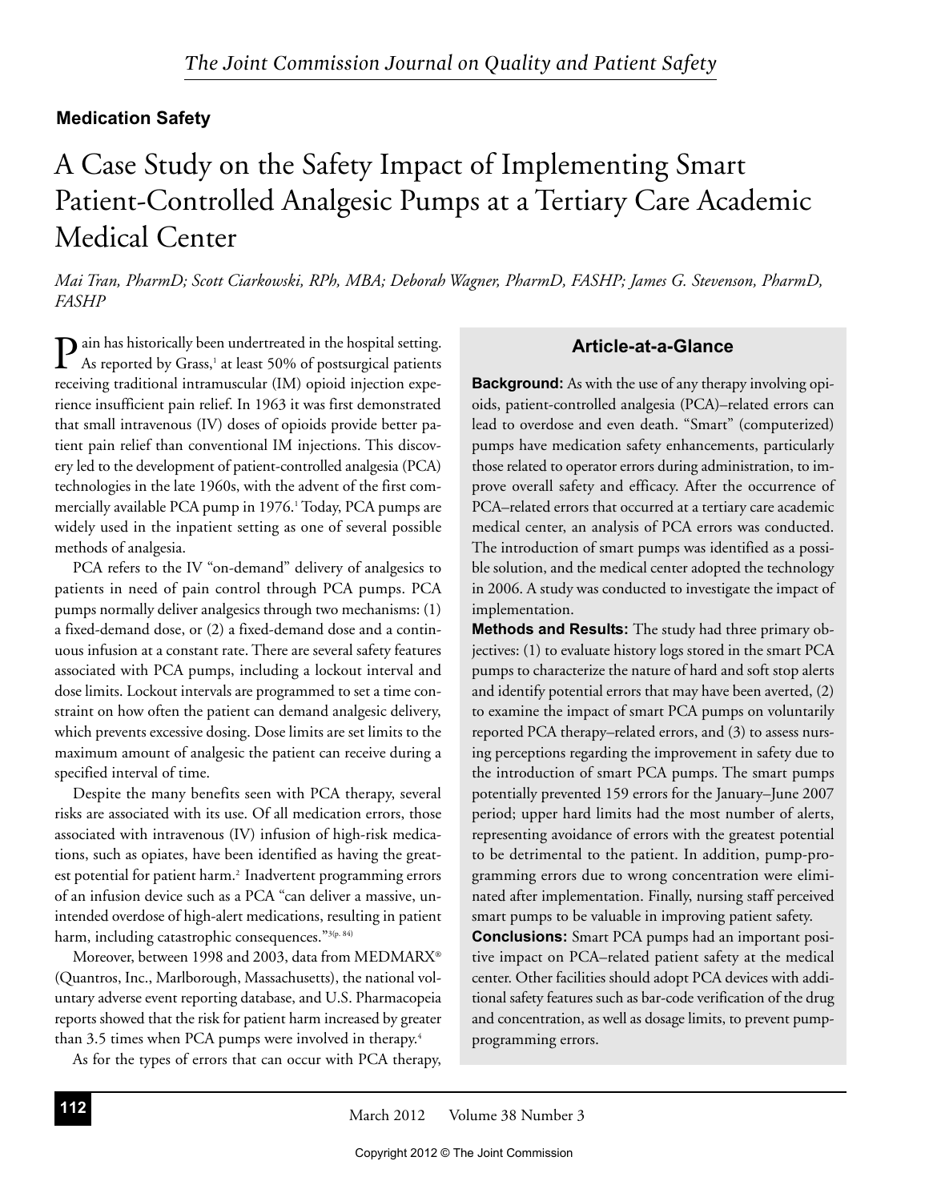**Medication Safety**

# A Case Study on the Safety Impact of Implementing Smart Patient-Controlled Analgesic Pumps at a Tertiary Care Academic Medical Center

*Mai Tran, PharmD; Scott Ciarkowski, RPh, MBA; Deborah Wagner, PharmD, FASHP; James G. Stevenson, PharmD, FASHP*

## Article-at-a-Glance

**Background:** As with the use of any therapy involving opioids, patient-controlled analgesia (PCA)–related errors can lead to overdose and even death. "Smart" (computerized) pumps have medication safety enhancements, particularly those related to operator errors during administration, to improve overall safety and efficacy. After the occurrence of PCA–related errors that occurred at a tertiary care academic medical center, an analysis of PCA errors was conducted. The introduction of smart pumps was identified as a possible solution, and the medical center adopted the technology in 2006. A study was conducted to investigate the impact of implementation.

**Methods and Results:** The study had three primary objectives: (1) to evaluate history logs stored in the smart PCA pumps to characterize the nature of hard and soft stop alerts and identify potential errors that may have been averted, (2) to examine the impact of smart PCA pumps on voluntarily reported PCA therapy–related errors, and (3) to assess nursing perceptions regarding the improvement in safety due to the introduction of smart PCA pumps. The smart pumps potentially prevented 159 errors for the January–June 2007 period; upper hard limits had the most number of alerts, representing avoidance of errors with the greatest potential to be detrimental to the patient. In addition, pump-programming errors due to wrong concentration were eliminated after implementation. Finally, nursing staff perceived smart pumps to be valuable in improving patient safety.

**Conclusions:** Smart PCA pumps had an important positive impact on PCA–related patient safety at the medical center. Other facilities should adopt PCA devices with additional safety features such as bar-code verification of the drug and concentration, as well as dosage limits, to prevent pump-programming errors.

Pain has historically been undertreated in the hospital setting. As reported by Grass,[1] at least 50% of postsurgical patients receiving traditional intramuscular (IM) opioid injection experience insufficient pain relief. In 1963 it was first demonstrated that small intravenous (IV) doses of opioids provide better patient pain relief than conventional IM injections. This discovery led to the development of patient-controlled analgesia (PCA) technologies in the late 1960s, with the advent of the first commercially available PCA pump in 1976.[1] Today, PCA pumps are widely used in the inpatient setting as one of several possible methods of analgesia.

PCA refers to the IV "on-demand" delivery of analgesics to patients in need of pain control through PCA pumps. PCA pumps normally deliver analgesics through two mechanisms: (1) a fixed-demand dose, or (2) a fixed-demand dose and a continuous infusion at a constant rate. There are several safety features associated with PCA pumps, including a lockout interval and dose limits. Lockout intervals are programmed to set a time constraint on how often the patient can demand analgesic delivery, which prevents excessive dosing. Dose limits are set limits to the maximum amount of analgesic the patient can receive during a specified interval of time.

Despite the many benefits seen with PCA therapy, several risks are associated with its use. Of all medication errors, those associated with intravenous (IV) infusion of high-risk medications, such as opiates, have been identified as having the greatest potential for patient harm.[2] Inadvertent programming errors of an infusion device such as a PCA "can deliver a massive, unintended overdose of high-alert medications, resulting in patient harm, including catastrophic consequences."[3(p. 84)]

Moreover, between 1998 and 2003, data from MEDMARX® (Quantros, Inc., Marlborough, Massachusetts), the national voluntary adverse event reporting database, and U.S. Pharmacopeia reports showed that the risk for patient harm increased by greater than 3.5 times when PCA pumps were involved in therapy.[4]

As for the types of errors that can occur with PCA therapy,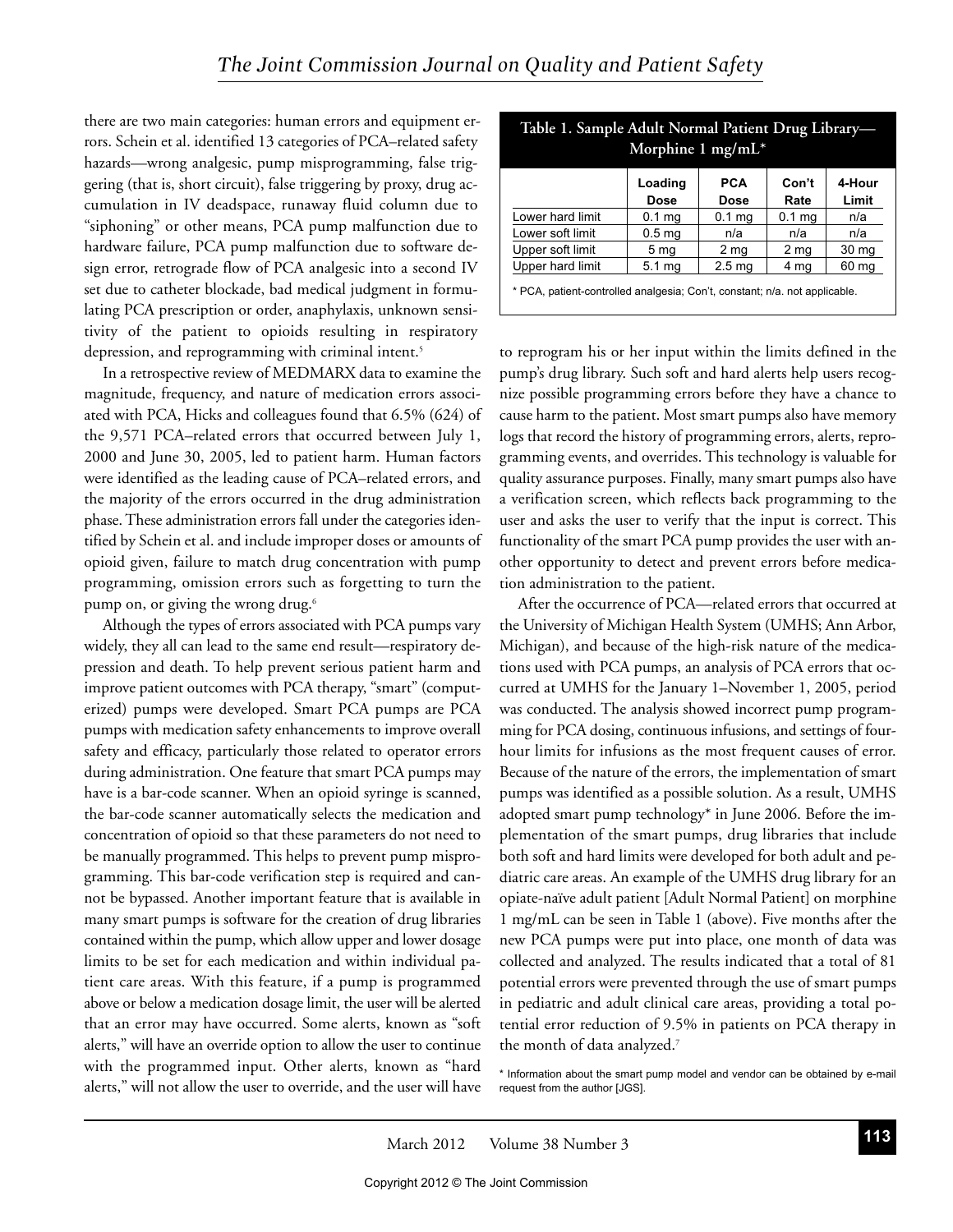there are two main categories: human errors and equipment errors. Schein et al. identified 13 categories of PCA–related safety hazards—wrong analgesic, pump misprogramming, false triggering (that is, short circuit), false triggering by proxy, drug accumulation in IV deadspace, runaway fluid column due to "siphoning" or other means, PCA pump malfunction due to hardware failure, PCA pump malfunction due to software design error, retrograde flow of PCA analgesic into a second IV set due to catheter blockade, bad medical judgment in formulating PCA prescription or order, anaphylaxis, unknown sensitivity of the patient to opioids resulting in respiratory depression, and reprogramming with criminal intent.[5]

In a retrospective review of MEDMARX data to examine the magnitude, frequency, and nature of medication errors associated with PCA, Hicks and colleagues found that 6.5% (624) of the 9,571 PCA–related errors that occurred between July 1, 2000 and June 30, 2005, led to patient harm. Human factors were identified as the leading cause of PCA–related errors, and the majority of the errors occurred in the drug administration phase. These administration errors fall under the categories identified by Schein et al. and include improper doses or amounts of opioid given, failure to match drug concentration with pump programming, omission errors such as forgetting to turn the pump on, or giving the wrong drug.[6]

Although the types of errors associated with PCA pumps vary widely, they all can lead to the same end result—respiratory depression and death. To help prevent serious patient harm and improve patient outcomes with PCA therapy, "smart" (computerized) pumps were developed. Smart PCA pumps are PCA pumps with medication safety enhancements to improve overall safety and efficacy, particularly those related to operator errors during administration. One feature that smart PCA pumps may have is a bar-code scanner. When an opioid syringe is scanned, the bar-code scanner automatically selects the medication and concentration of opioid so that these parameters do not need to be manually programmed. This helps to prevent pump misprogramming. This bar-code verification step is required and cannot be bypassed. Another important feature that is available in many smart pumps is software for the creation of drug libraries contained within the pump, which allow upper and lower dosage limits to be set for each medication and within individual patient care areas. With this feature, if a pump is programmed above or below a medication dosage limit, the user will be alerted that an error may have occurred. Some alerts, known as "soft alerts," will have an override option to allow the user to continue with the programmed input. Other alerts, known as "hard alerts," will not allow the user to override, and the user will have to reprogram his or her input within the limits defined in the pump's drug library. Such soft and hard alerts help users recognize possible programming errors before they have a chance to cause harm to the patient. Most smart pumps also have memory logs that record the history of programming errors, alerts, reprogramming events, and overrides. This technology is valuable for quality assurance purposes. Finally, many smart pumps also have a verification screen, which reflects back programming to the user and asks the user to verify that the input is correct. This functionality of the smart PCA pump provides the user with another opportunity to detect and prevent errors before medication administration to the patient.

**Table 1. Sample Adult Normal Patient Drug Library—Morphine 1 mg/mL***

| | Loading Dose | PCA Dose | Con't Rate | 4-Hour Limit |
|---|---|---|---|---|
| Lower hard limit | 0.1 mg | 0.1 mg | 0.1 mg | n/a |
| Lower soft limit | 0.5 mg | n/a | n/a | n/a |
| Upper soft limit | 5 mg | 2 mg | 2 mg | 30 mg |
| Upper hard limit | 5.1 mg | 2.5 mg | 4 mg | 60 mg |

\* PCA, patient-controlled analgesia; Con't, constant; n/a. not applicable.

After the occurrence of PCA—related errors that occurred at the University of Michigan Health System (UMHS; Ann Arbor, Michigan), and because of the high-risk nature of the medications used with PCA pumps, an analysis of PCA errors that occurred at UMHS for the January 1–November 1, 2005, period was conducted. The analysis showed incorrect pump programming for PCA dosing, continuous infusions, and settings of four-hour limits for infusions as the most frequent causes of error. Because of the nature of the errors, the implementation of smart pumps was identified as a possible solution. As a result, UMHS adopted smart pump technology* in June 2006. Before the implementation of the smart pumps, drug libraries that include both soft and hard limits were developed for both adult and pediatric care areas. An example of the UMHS drug library for an opiate-naïve adult patient [Adult Normal Patient] on morphine 1 mg/mL can be seen in Table 1 (above). Five months after the new PCA pumps were put into place, one month of data was collected and analyzed. The results indicated that a total of 81 potential errors were prevented through the use of smart pumps in pediatric and adult clinical care areas, providing a total potential error reduction of 9.5% in patients on PCA therapy in the month of data analyzed.[7]

\* Information about the smart pump model and vendor can be obtained by e-mail request from the author [JGS].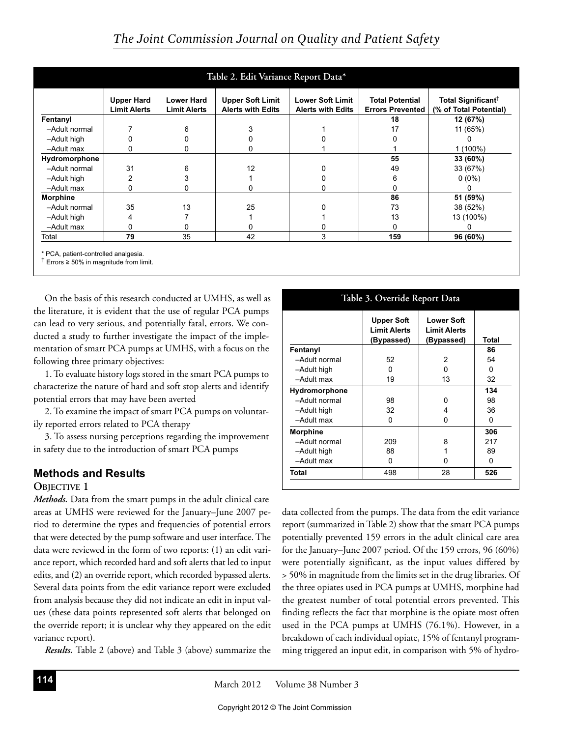**Table 2. Edit Variance Report Data***

| | Upper Hard Limit Alerts | Lower Hard Limit Alerts | Upper Soft Limit Alerts with Edits | Lower Soft Limit Alerts with Edits | Total Potential Errors Prevented | Total Significant[†] (% of Total Potential) |
|---|---|---|---|---|---|---|
| **Fentanyl** | | | | | **18** | **12 (67%)** |
| –Adult normal | 7 | 6 | 3 | 1 | 17 | 11 (65%) |
| –Adult high | 0 | 0 | 0 | 0 | 0 | 0 |
| –Adult max | 0 | 0 | 0 | 1 | 1 | 1 (100%) |
| **Hydromorphone** | | | | | **55** | **33 (60%)** |
| –Adult normal | 31 | 6 | 12 | 0 | 49 | 33 (67%) |
| –Adult high | 2 | 3 | 1 | 0 | 6 | 0 (0%) |
| –Adult max | 0 | 0 | 0 | 0 | 0 | 0 |
| **Morphine** | | | | | **86** | **51 (59%)** |
| –Adult normal | 35 | 13 | 25 | 0 | 73 | 38 (52%) |
| –Adult high | 4 | 7 | 1 | 1 | 13 | 13 (100%) |
| –Adult max | 0 | 0 | 0 | 0 | 0 | 0 |
| Total | **79** | 35 | 42 | 3 | **159** | **96 (60%)** |

\* PCA, patient-controlled analgesia.
[†] Errors ≥ 50% in magnitude from limit.

On the basis of this research conducted at UMHS, as well as the literature, it is evident that the use of regular PCA pumps can lead to very serious, and potentially fatal, errors. We conducted a study to further investigate the impact of the implementation of smart PCA pumps at UMHS, with a focus on the following three primary objectives:

1. To evaluate history logs stored in the smart PCA pumps to characterize the nature of hard and soft stop alerts and identify potential errors that may have been averted
2. To examine the impact of smart PCA pumps on voluntarily reported errors related to PCA therapy
3. To assess nursing perceptions regarding the improvement in safety due to the introduction of smart PCA pumps

## Methods and Results

### Objective 1

***Methods.*** Data from the smart pumps in the adult clinical care areas at UMHS were reviewed for the January–June 2007 period to determine the types and frequencies of potential errors that were detected by the pump software and user interface. The data were reviewed in the form of two reports: (1) an edit variance report, which recorded hard and soft alerts that led to input edits, and (2) an override report, which recorded bypassed alerts. Several data points from the edit variance report were excluded from analysis because they did not indicate an edit in input values (these data points represented soft alerts that belonged on the override report; it is unclear why they appeared on the edit variance report).

***Results.*** Table 2 (above) and Table 3 (above) summarize the data collected from the pumps. The data from the edit variance report (summarized in Table 2) show that the smart PCA pumps potentially prevented 159 errors in the adult clinical care area for the January–June 2007 period. Of the 159 errors, 96 (60%) were potentially significant, as the input values differed by ≥ 50% in magnitude from the limits set in the drug libraries. Of the three opiates used in PCA pumps at UMHS, morphine had the greatest number of total potential errors prevented. This finding reflects the fact that morphine is the opiate most often used in the PCA pumps at UMHS (76.1%). However, in a breakdown of each individual opiate, 15% of fentanyl programming triggered an input edit, in comparison with 5% of hydro-

**Table 3. Override Report Data**

| | Upper Soft Limit Alerts (Bypassed) | Lower Soft Limit Alerts (Bypassed) | Total |
|---|---|---|---|
| **Fentanyl** | | | **86** |
| –Adult normal | 52 | 2 | 54 |
| –Adult high | 0 | 0 | 0 |
| –Adult max | 19 | 13 | 32 |
| **Hydromorphone** | | | **134** |
| –Adult normal | 98 | 0 | 98 |
| –Adult high | 32 | 4 | 36 |
| –Adult max | 0 | 0 | 0 |
| **Morphine** | | | **306** |
| –Adult normal | 209 | 8 | 217 |
| –Adult high | 88 | 1 | 89 |
| –Adult max | 0 | 0 | 0 |
| **Total** | 498 | 28 | **526** |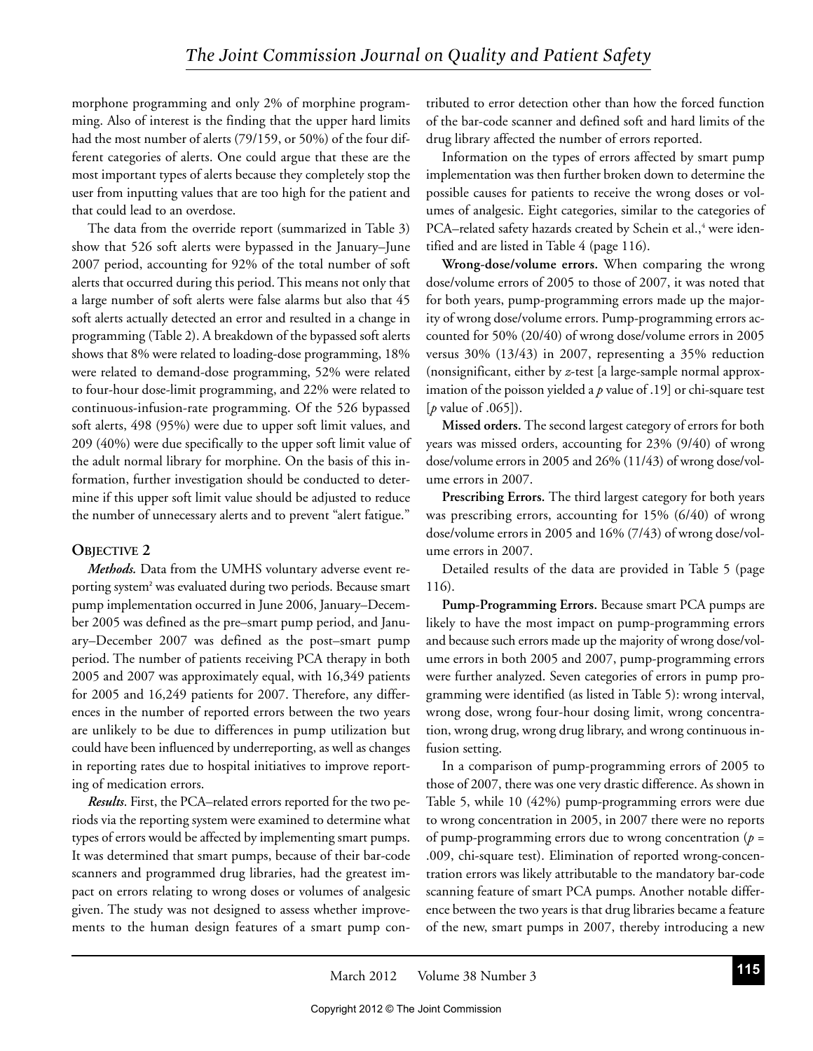morphone programming and only 2% of morphine programming. Also of interest is the finding that the upper hard limits had the most number of alerts (79/159, or 50%) of the four different categories of alerts. One could argue that these are the most important types of alerts because they completely stop the user from inputting values that are too high for the patient and that could lead to an overdose.

The data from the override report (summarized in Table 3) show that 526 soft alerts were bypassed in the January–June 2007 period, accounting for 92% of the total number of soft alerts that occurred during this period. This means not only that a large number of soft alerts were false alarms but also that 45 soft alerts actually detected an error and resulted in a change in programming (Table 2). A breakdown of the bypassed soft alerts shows that 8% were related to loading-dose programming, 18% were related to demand-dose programming, 52% were related to four-hour dose-limit programming, and 22% were related to continuous-infusion-rate programming. Of the 526 bypassed soft alerts, 498 (95%) were due to upper soft limit values, and 209 (40%) were due specifically to the upper soft limit value of the adult normal library for morphine. On the basis of this information, further investigation should be conducted to determine if this upper soft limit value should be adjusted to reduce the number of unnecessary alerts and to prevent "alert fatigue."

## Objective 2

***Methods.*** Data from the UMHS voluntary adverse event reporting system[2] was evaluated during two periods. Because smart pump implementation occurred in June 2006, January–December 2005 was defined as the pre–smart pump period, and January–December 2007 was defined as the post–smart pump period. The number of patients receiving PCA therapy in both 2005 and 2007 was approximately equal, with 16,349 patients for 2005 and 16,249 patients for 2007. Therefore, any differences in the number of reported errors between the two years are unlikely to be due to differences in pump utilization but could have been influenced by underreporting, as well as changes in reporting rates due to hospital initiatives to improve reporting of medication errors.

***Results***. First, the PCA–related errors reported for the two periods via the reporting system were examined to determine what types of errors would be affected by implementing smart pumps. It was determined that smart pumps, because of their bar-code scanners and programmed drug libraries, had the greatest impact on errors relating to wrong doses or volumes of analgesic given. The study was not designed to assess whether improvements to the human design features of a smart pump contributed to error detection other than how the forced function of the bar-code scanner and defined soft and hard limits of the drug library affected the number of errors reported.

Information on the types of errors affected by smart pump implementation was then further broken down to determine the possible causes for patients to receive the wrong doses or volumes of analgesic. Eight categories, similar to the categories of PCA–related safety hazards created by Schein et al.,[4] were identified and are listed in Table 4 (page 116).

**Wrong-dose/volume errors.** When comparing the wrong dose/volume errors of 2005 to those of 2007, it was noted that for both years, pump-programming errors made up the majority of wrong dose/volume errors. Pump-programming errors accounted for 50% (20/40) of wrong dose/volume errors in 2005 versus 30% (13/43) in 2007, representing a 35% reduction (nonsignificant, either by *z*-test [a large-sample normal approximation of the poisson yielded a *p* value of .19] or chi-square test [*p* value of .065]).

**Missed orders.** The second largest category of errors for both years was missed orders, accounting for 23% (9/40) of wrong dose/volume errors in 2005 and 26% (11/43) of wrong dose/volume errors in 2007.

**Prescribing Errors.** The third largest category for both years was prescribing errors, accounting for 15% (6/40) of wrong dose/volume errors in 2005 and 16% (7/43) of wrong dose/volume errors in 2007.

Detailed results of the data are provided in Table 5 (page 116).

**Pump-Programming Errors.** Because smart PCA pumps are likely to have the most impact on pump-programming errors and because such errors made up the majority of wrong dose/volume errors in both 2005 and 2007, pump-programming errors were further analyzed. Seven categories of errors in pump programming were identified (as listed in Table 5): wrong interval, wrong dose, wrong four-hour dosing limit, wrong concentration, wrong drug, wrong drug library, and wrong continuous infusion setting.

In a comparison of pump-programming errors of 2005 to those of 2007, there was one very drastic difference. As shown in Table 5, while 10 (42%) pump-programming errors were due to wrong concentration in 2005, in 2007 there were no reports of pump-programming errors due to wrong concentration ($p$ = .009, chi-square test). Elimination of reported wrong-concentration errors was likely attributable to the mandatory bar-code scanning feature of smart PCA pumps. Another notable difference between the two years is that drug libraries became a feature of the new, smart pumps in 2007, thereby introducing a new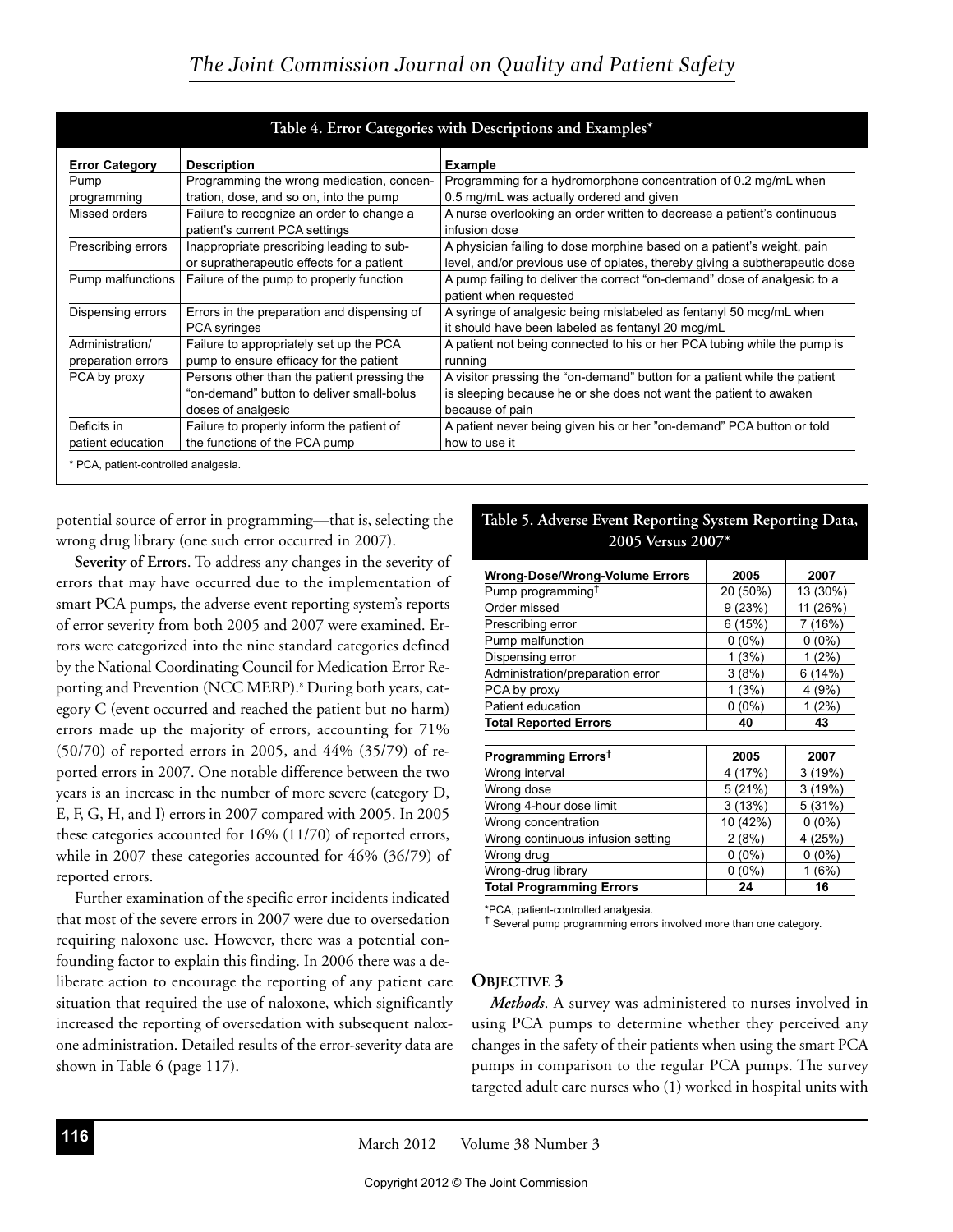**Table 4. Error Categories with Descriptions and Examples***

| Error Category | Description | Example |
|---|---|---|
| Pump programming | Programming the wrong medication, concentration, dose, and so on, into the pump | Programming for a hydromorphone concentration of 0.2 mg/mL when 0.5 mg/mL was actually ordered and given |
| Missed orders | Failure to recognize an order to change a patient's current PCA settings | A nurse overlooking an order written to decrease a patient's continuous infusion dose |
| Prescribing errors | Inappropriate prescribing leading to sub- or supratherapeutic effects for a patient | A physician failing to dose morphine based on a patient's weight, pain level, and/or previous use of opiates, thereby giving a subtherapeutic dose |
| Pump malfunctions | Failure of the pump to properly function | A pump failing to deliver the correct "on-demand" dose of analgesic to a patient when requested |
| Dispensing errors | Errors in the preparation and dispensing of PCA syringes | A syringe of analgesic being mislabeled as fentanyl 50 mcg/mL when it should have been labeled as fentanyl 20 mcg/mL |
| Administration/ preparation errors | Failure to appropriately set up the PCA pump to ensure efficacy for the patient | A patient not being connected to his or her PCA tubing while the pump is running |
| PCA by proxy | Persons other than the patient pressing the "on-demand" button to deliver small-bolus doses of analgesic | A visitor pressing the "on-demand" button for a patient while the patient is sleeping because he or she does not want the patient to awaken because of pain |
| Deficits in patient education | Failure to properly inform the patient of the functions of the PCA pump | A patient never being given his or her "on-demand" PCA button or told how to use it |

\* PCA, patient-controlled analgesia.

potential source of error in programming—that is, selecting the wrong drug library (one such error occurred in 2007).

**Severity of Errors**. To address any changes in the severity of errors that may have occurred due to the implementation of smart PCA pumps, the adverse event reporting system's reports of error severity from both 2005 and 2007 were examined. Errors were categorized into the nine standard categories defined by the National Coordinating Council for Medication Error Reporting and Prevention (NCC MERP).[8] During both years, category C (event occurred and reached the patient but no harm) errors made up the majority of errors, accounting for 71% (50/70) of reported errors in 2005, and 44% (35/79) of reported errors in 2007. One notable difference between the two years is an increase in the number of more severe (category D, E, F, G, H, and I) errors in 2007 compared with 2005. In 2005 these categories accounted for 16% (11/70) of reported errors, while in 2007 these categories accounted for 46% (36/79) of reported errors.

Further examination of the specific error incidents indicated that most of the severe errors in 2007 were due to oversedation requiring naloxone use. However, there was a potential confounding factor to explain this finding. In 2006 there was a deliberate action to encourage the reporting of any patient care situation that required the use of naloxone, which significantly increased the reporting of oversedation with subsequent naloxone administration. Detailed results of the error-severity data are shown in Table 6 (page 117).

**Table 5. Adverse Event Reporting System Reporting Data, 2005 Versus 2007***

| Wrong-Dose/Wrong-Volume Errors | 2005 | 2007 |
|---|---|---|
| Pump programming† | 20 (50%) | 13 (30%) |
| Order missed | 9 (23%) | 11 (26%) |
| Prescribing error | 6 (15%) | 7 (16%) |
| Pump malfunction | 0 (0%) | 0 (0%) |
| Dispensing error | 1 (3%) | 1 (2%) |
| Administration/preparation error | 3 (8%) | 6 (14%) |
| PCA by proxy | 1 (3%) | 4 (9%) |
| Patient education | 0 (0%) | 1 (2%) |
| **Total Reported Errors** | **40** | **43** |
| **Programming Errors†** | **2005** | **2007** |
| Wrong interval | 4 (17%) | 3 (19%) |
| Wrong dose | 5 (21%) | 3 (19%) |
| Wrong 4-hour dose limit | 3 (13%) | 5 (31%) |
| Wrong concentration | 10 (42%) | 0 (0%) |
| Wrong continuous infusion setting | 2 (8%) | 4 (25%) |
| Wrong drug | 0 (0%) | 0 (0%) |
| Wrong-drug library | 0 (0%) | 1 (6%) |
| **Total Programming Errors** | **24** | **16** |

*PCA, patient-controlled analgesia.

† Several pump programming errors involved more than one category.

### Objective 3

*Methods*. A survey was administered to nurses involved in using PCA pumps to determine whether they perceived any changes in the safety of their patients when using the smart PCA pumps in comparison to the regular PCA pumps. The survey targeted adult care nurses who (1) worked in hospital units with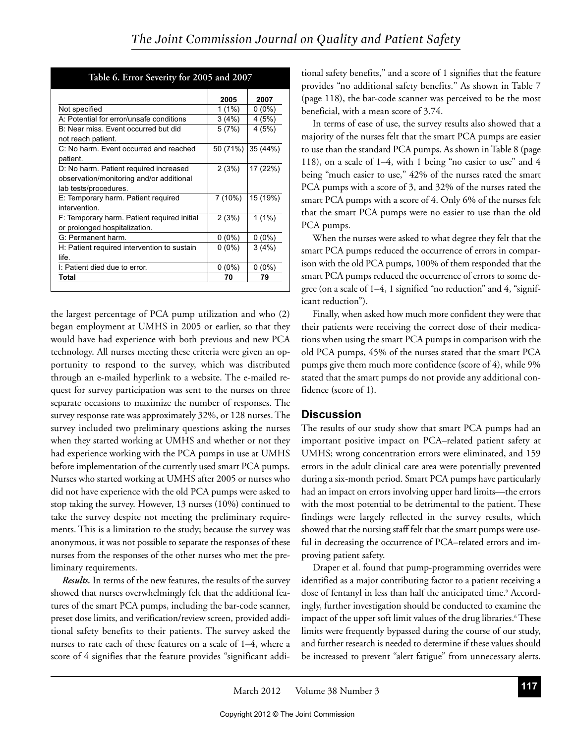**Table 6. Error Severity for 2005 and 2007**

| | 2005 | 2007 |
|---|---|---|
| Not specified | 1 (1%) | 0 (0%) |
| A: Potential for error/unsafe conditions | 3 (4%) | 4 (5%) |
| B: Near miss. Event occurred but did not reach patient. | 5 (7%) | 4 (5%) |
| C: No harm. Event occurred and reached patient. | 50 (71%) | 35 (44%) |
| D: No harm. Patient required increased observation/monitoring and/or additional lab tests/procedures. | 2 (3%) | 17 (22%) |
| E: Temporary harm. Patient required intervention. | 7 (10%) | 15 (19%) |
| F: Temporary harm. Patient required initial or prolonged hospitalization. | 2 (3%) | 1 (1%) |
| G: Permanent harm. | 0 (0%) | 0 (0%) |
| H: Patient required intervention to sustain life. | 0 (0%) | 3 (4%) |
| I: Patient died due to error. | 0 (0%) | 0 (0%) |
| **Total** | **70** | **79** |

the largest percentage of PCA pump utilization and who (2) began employment at UMHS in 2005 or earlier, so that they would have had experience with both previous and new PCA technology. All nurses meeting these criteria were given an opportunity to respond to the survey, which was distributed through an e-mailed hyperlink to a website. The e-mailed request for survey participation was sent to the nurses on three separate occasions to maximize the number of responses. The survey response rate was approximately 32%, or 128 nurses. The survey included two preliminary questions asking the nurses when they started working at UMHS and whether or not they had experience working with the PCA pumps in use at UMHS before implementation of the currently used smart PCA pumps. Nurses who started working at UMHS after 2005 or nurses who did not have experience with the old PCA pumps were asked to stop taking the survey. However, 13 nurses (10%) continued to take the survey despite not meeting the preliminary requirements. This is a limitation to the study; because the survey was anonymous, it was not possible to separate the responses of these nurses from the responses of the other nurses who met the preliminary requirements.

***Results.*** In terms of the new features, the results of the survey showed that nurses overwhelmingly felt that the additional features of the smart PCA pumps, including the bar-code scanner, preset dose limits, and verification/review screen, provided additional safety benefits to their patients. The survey asked the nurses to rate each of these features on a scale of 1–4, where a score of 4 signifies that the feature provides "significant additional safety benefits," and a score of 1 signifies that the feature provides "no additional safety benefits." As shown in Table 7 (page 118), the bar-code scanner was perceived to be the most beneficial, with a mean score of 3.74.

In terms of ease of use, the survey results also showed that a majority of the nurses felt that the smart PCA pumps are easier to use than the standard PCA pumps. As shown in Table 8 (page 118), on a scale of 1–4, with 1 being "no easier to use" and 4 being "much easier to use," 42% of the nurses rated the smart PCA pumps with a score of 3, and 32% of the nurses rated the smart PCA pumps with a score of 4. Only 6% of the nurses felt that the smart PCA pumps were no easier to use than the old PCA pumps.

When the nurses were asked to what degree they felt that the smart PCA pumps reduced the occurrence of errors in comparison with the old PCA pumps, 100% of them responded that the smart PCA pumps reduced the occurrence of errors to some degree (on a scale of 1–4, 1 signified "no reduction" and 4, "significant reduction").

Finally, when asked how much more confident they were that their patients were receiving the correct dose of their medications when using the smart PCA pumps in comparison with the old PCA pumps, 45% of the nurses stated that the smart PCA pumps give them much more confidence (score of 4), while 9% stated that the smart pumps do not provide any additional confidence (score of 1).

## Discussion

The results of our study show that smart PCA pumps had an important positive impact on PCA–related patient safety at UMHS; wrong concentration errors were eliminated, and 159 errors in the adult clinical care area were potentially prevented during a six-month period. Smart PCA pumps have particularly had an impact on errors involving upper hard limits—the errors with the most potential to be detrimental to the patient. These findings were largely reflected in the survey results, which showed that the nursing staff felt that the smart pumps were useful in decreasing the occurrence of PCA–related errors and improving patient safety.

Draper et al. found that pump-programming overrides were identified as a major contributing factor to a patient receiving a dose of fentanyl in less than half the anticipated time.[9] Accordingly, further investigation should be conducted to examine the impact of the upper soft limit values of the drug libraries.[6] These limits were frequently bypassed during the course of our study, and further research is needed to determine if these values should be increased to prevent "alert fatigue" from unnecessary alerts.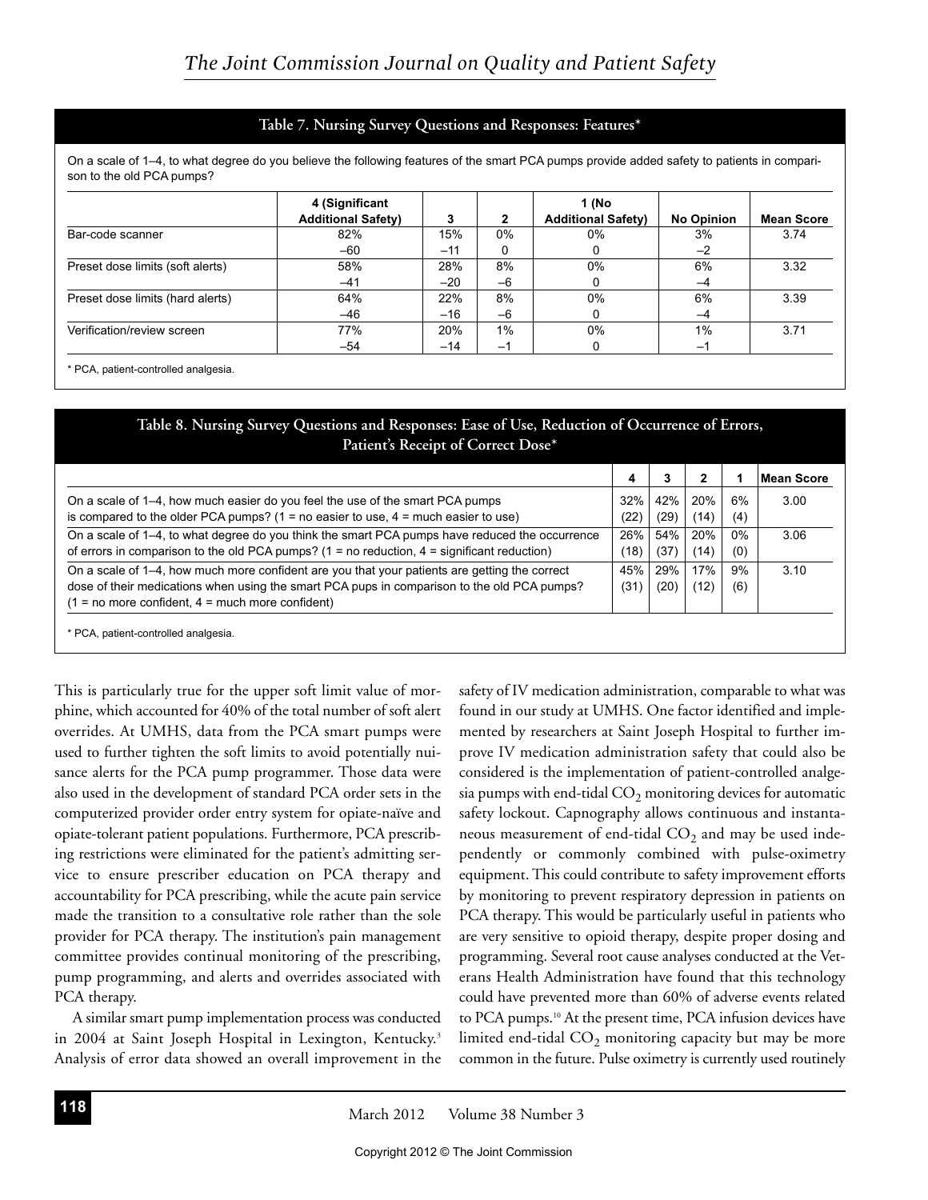**Table 7. Nursing Survey Questions and Responses: Features***

On a scale of 1–4, to what degree do you believe the following features of the smart PCA pumps provide added safety to patients in comparison to the old PCA pumps?

| | 4 (Significant Additional Safety) | 3 | 2 | 1 (No Additional Safety) | No Opinion | Mean Score |
|---|---|---|---|---|---|---|
| Bar-code scanner | 82% –60 | 15% –11 | 0% 0 | 0% 0 | 3% –2 | 3.74 |
| Preset dose limits (soft alerts) | 58% –41 | 28% –20 | 8% –6 | 0% 0 | 6% –4 | 3.32 |
| Preset dose limits (hard alerts) | 64% –46 | 22% –16 | 8% –6 | 0% 0 | 6% –4 | 3.39 |
| Verification/review screen | 77% –54 | 20% –14 | 1% –1 | 0% 0 | 1% –1 | 3.71 |

* PCA, patient-controlled analgesia.

**Table 8. Nursing Survey Questions and Responses: Ease of Use, Reduction of Occurrence of Errors, Patient's Receipt of Correct Dose***

| | 4 | 3 | 2 | 1 | Mean Score |
|---|---|---|---|---|---|
| On a scale of 1–4, how much easier do you feel the use of the smart PCA pumps is compared to the older PCA pumps? (1 = no easier to use, 4 = much easier to use) | 32% (22) | 42% (29) | 20% (14) | 6% (4) | 3.00 |
| On a scale of 1–4, to what degree do you think the smart PCA pumps have reduced the occurrence of errors in comparison to the old PCA pumps? (1 = no reduction, 4 = significant reduction) | 26% (18) | 54% (37) | 20% (14) | 0% (0) | 3.06 |
| On a scale of 1–4, how much more confident are you that your patients are getting the correct dose of their medications when using the smart PCA pups in comparison to the old PCA pumps? (1 = no more confident, 4 = much more confident) | 45% (31) | 29% (20) | 17% (12) | 9% (6) | 3.10 |

* PCA, patient-controlled analgesia.

This is particularly true for the upper soft limit value of morphine, which accounted for 40% of the total number of soft alert overrides. At UMHS, data from the PCA smart pumps were used to further tighten the soft limits to avoid potentially nuisance alerts for the PCA pump programmer. Those data were also used in the development of standard PCA order sets in the computerized provider order entry system for opiate-naïve and opiate-tolerant patient populations. Furthermore, PCA prescribing restrictions were eliminated for the patient's admitting service to ensure prescriber education on PCA therapy and accountability for PCA prescribing, while the acute pain service made the transition to a consultative role rather than the sole provider for PCA therapy. The institution's pain management committee provides continual monitoring of the prescribing, pump programming, and alerts and overrides associated with PCA therapy.

A similar smart pump implementation process was conducted in 2004 at Saint Joseph Hospital in Lexington, Kentucky.[3] Analysis of error data showed an overall improvement in the safety of IV medication administration, comparable to what was found in our study at UMHS. One factor identified and implemented by researchers at Saint Joseph Hospital to further improve IV medication administration safety that could also be considered is the implementation of patient-controlled analgesia pumps with end-tidal $CO_2$ monitoring devices for automatic safety lockout. Capnography allows continuous and instantaneous measurement of end-tidal $CO_2$ and may be used independently or commonly combined with pulse-oximetry equipment. This could contribute to safety improvement efforts by monitoring to prevent respiratory depression in patients on PCA therapy. This would be particularly useful in patients who are very sensitive to opioid therapy, despite proper dosing and programming. Several root cause analyses conducted at the Veterans Health Administration have found that this technology could have prevented more than 60% of adverse events related to PCA pumps.[10] At the present time, PCA infusion devices have limited end-tidal $CO_2$ monitoring capacity but may be more common in the future. Pulse oximetry is currently used routinely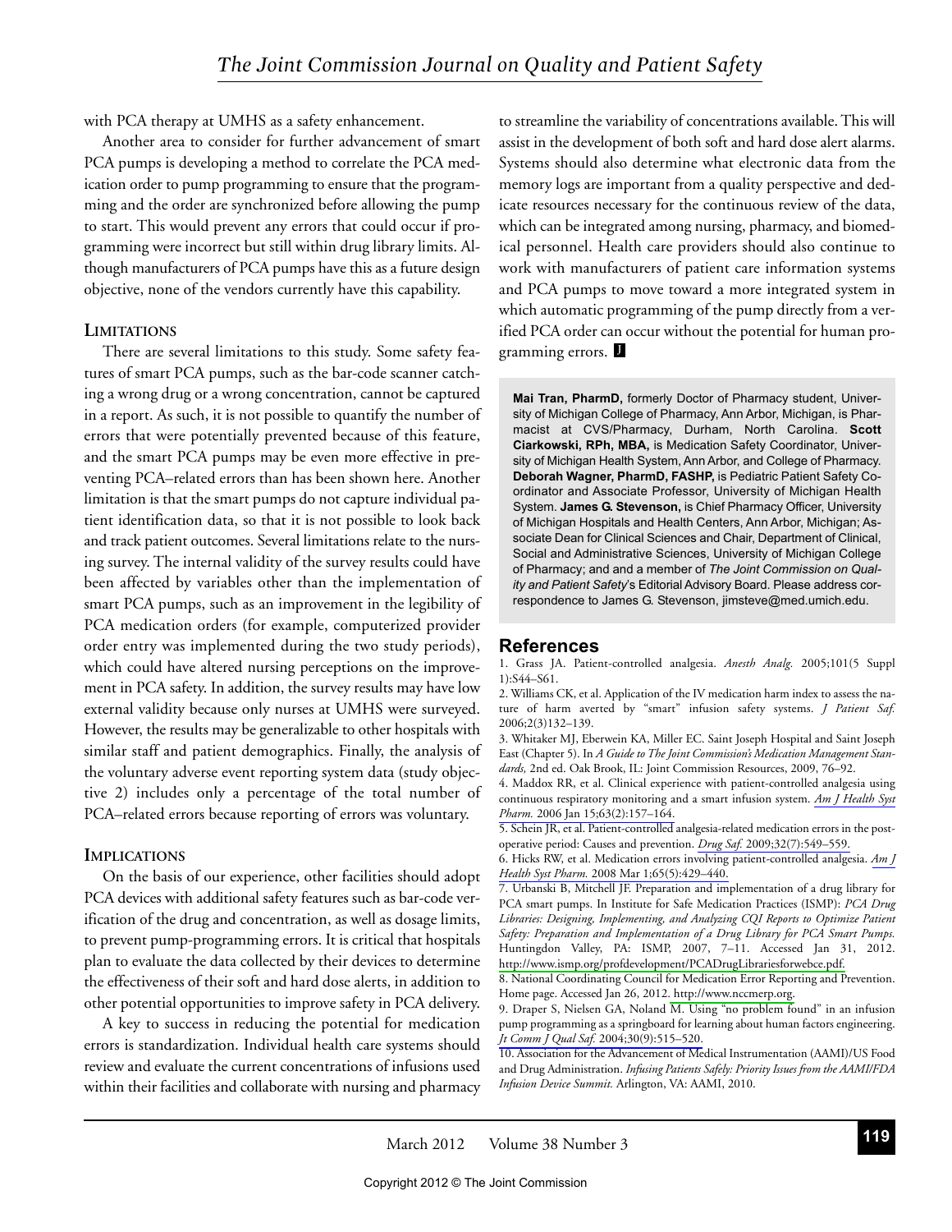with PCA therapy at UMHS as a safety enhancement.

Another area to consider for further advancement of smart PCA pumps is developing a method to correlate the PCA medication order to pump programming to ensure that the programming and the order are synchronized before allowing the pump to start. This would prevent any errors that could occur if programming were incorrect but still within drug library limits. Although manufacturers of PCA pumps have this as a future design objective, none of the vendors currently have this capability.

### Limitations

There are several limitations to this study. Some safety features of smart PCA pumps, such as the bar-code scanner catching a wrong drug or a wrong concentration, cannot be captured in a report. As such, it is not possible to quantify the number of errors that were potentially prevented because of this feature, and the smart PCA pumps may be even more effective in preventing PCA–related errors than has been shown here. Another limitation is that the smart pumps do not capture individual patient identification data, so that it is not possible to look back and track patient outcomes. Several limitations relate to the nursing survey. The internal validity of the survey results could have been affected by variables other than the implementation of smart PCA pumps, such as an improvement in the legibility of PCA medication orders (for example, computerized provider order entry was implemented during the two study periods), which could have altered nursing perceptions on the improvement in PCA safety. In addition, the survey results may have low external validity because only nurses at UMHS were surveyed. However, the results may be generalizable to other hospitals with similar staff and patient demographics. Finally, the analysis of the voluntary adverse event reporting system data (study objective 2) includes only a percentage of the total number of PCA–related errors because reporting of errors was voluntary.

### Implications

On the basis of our experience, other facilities should adopt PCA devices with additional safety features such as bar-code verification of the drug and concentration, as well as dosage limits, to prevent pump-programming errors. It is critical that hospitals plan to evaluate the data collected by their devices to determine the effectiveness of their soft and hard dose alerts, in addition to other potential opportunities to improve safety in PCA delivery.

A key to success in reducing the potential for medication errors is standardization. Individual health care systems should review and evaluate the current concentrations of infusions used within their facilities and collaborate with nursing and pharmacy to streamline the variability of concentrations available. This will assist in the development of both soft and hard dose alert alarms. Systems should also determine what electronic data from the memory logs are important from a quality perspective and dedicate resources necessary for the continuous review of the data, which can be integrated among nursing, pharmacy, and biomedical personnel. Health care providers should also continue to work with manufacturers of patient care information systems and PCA pumps to move toward a more integrated system in which automatic programming of the pump directly from a verified PCA order can occur without the potential for human programming errors.

**Mai Tran, PharmD,** formerly Doctor of Pharmacy student, University of Michigan College of Pharmacy, Ann Arbor, Michigan, is Pharmacist at CVS/Pharmacy, Durham, North Carolina. **Scott Ciarkowski, RPh, MBA,** is Medication Safety Coordinator, University of Michigan Health System, Ann Arbor, and College of Pharmacy. **Deborah Wagner, PharmD, FASHP,** is Pediatric Patient Safety Coordinator and Associate Professor, University of Michigan Health System. **James G. Stevenson,** is Chief Pharmacy Officer, University of Michigan Hospitals and Health Centers, Ann Arbor, Michigan; Associate Dean for Clinical Sciences and Chair, Department of Clinical, Social and Administrative Sciences, University of Michigan College of Pharmacy; and and a member of *The Joint Commission on Quality and Patient Safety*'s Editorial Advisory Board. Please address correspondence to James G. Stevenson, jimsteve@med.umich.edu.

## References

1. Grass JA. Patient-controlled analgesia. *Anesth Analg.* 2005;101(5 Suppl 1):S44–S61.
2. Williams CK, et al. Application of the IV medication harm index to assess the nature of harm averted by "smart" infusion safety systems. *J Patient Saf.* 2006;2(3)132–139.
3. Whitaker MJ, Eberwein KA, Miller EC. Saint Joseph Hospital and Saint Joseph East (Chapter 5). In *A Guide to The Joint Commission's Medication Management Standards,* 2nd ed. Oak Brook, IL: Joint Commission Resources, 2009, 76–92.
4. Maddox RR, et al. Clinical experience with patient-controlled analgesia using continuous respiratory monitoring and a smart infusion system. *Am J Health Syst Pharm.* 2006 Jan 15;63(2):157–164.
5. Schein JR, et al. Patient-controlled analgesia-related medication errors in the postoperative period: Causes and prevention. *Drug Saf.* 2009;32(7):549–559.
6. Hicks RW, et al. Medication errors involving patient-controlled analgesia. *Am J Health Syst Pharm.* 2008 Mar 1;65(5):429–440.
7. Urbanski B, Mitchell JF. Preparation and implementation of a drug library for PCA smart pumps. In Institute for Safe Medication Practices (ISMP): *PCA Drug Libraries: Designing, Implementing, and Analyzing CQI Reports to Optimize Patient Safety: Preparation and Implementation of a Drug Library for PCA Smart Pumps.* Huntingdon Valley, PA: ISMP, 2007, 7–11. Accessed Jan 31, 2012. http://www.ismp.org/profdevelopment/PCADrugLibrariesforwebce.pdf.
8. National Coordinating Council for Medication Error Reporting and Prevention. Home page. Accessed Jan 26, 2012. http://www.nccmerp.org.
9. Draper S, Nielsen GA, Noland M. Using "no problem found" in an infusion pump programming as a springboard for learning about human factors engineering. *Jt Comm J Qual Saf.* 2004;30(9):515–520.
10. Association for the Advancement of Medical Instrumentation (AAMI)/US Food and Drug Administration. *Infusing Patients Safely: Priority Issues from the AAMI/FDA Infusion Device Summit.* Arlington, VA: AAMI, 2010.